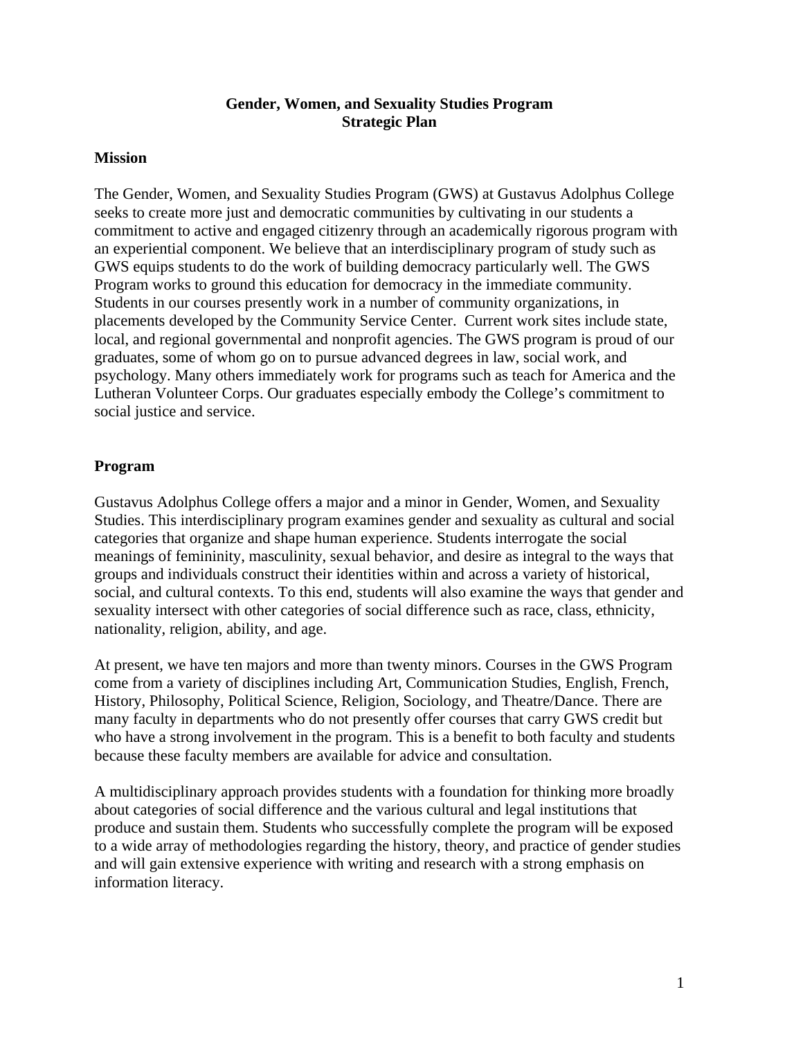# Gender, Women, and Sexuality Studies Program
# Strategic Plan

## Mission

The Gender, Women, and Sexuality Studies Program (GWS) at Gustavus Adolphus College seeks to create more just and democratic communities by cultivating in our students a commitment to active and engaged citizenry through an academically rigorous program with an experiential component. We believe that an interdisciplinary program of study such as GWS equips students to do the work of building democracy particularly well. The GWS Program works to ground this education for democracy in the immediate community. Students in our courses presently work in a number of community organizations, in placements developed by the Community Service Center. Current work sites include state, local, and regional governmental and nonprofit agencies. The GWS program is proud of our graduates, some of whom go on to pursue advanced degrees in law, social work, and psychology. Many others immediately work for programs such as teach for America and the Lutheran Volunteer Corps. Our graduates especially embody the College's commitment to social justice and service.

## Program

Gustavus Adolphus College offers a major and a minor in Gender, Women, and Sexuality Studies. This interdisciplinary program examines gender and sexuality as cultural and social categories that organize and shape human experience. Students interrogate the social meanings of femininity, masculinity, sexual behavior, and desire as integral to the ways that groups and individuals construct their identities within and across a variety of historical, social, and cultural contexts. To this end, students will also examine the ways that gender and sexuality intersect with other categories of social difference such as race, class, ethnicity, nationality, religion, ability, and age.

At present, we have ten majors and more than twenty minors. Courses in the GWS Program come from a variety of disciplines including Art, Communication Studies, English, French, History, Philosophy, Political Science, Religion, Sociology, and Theatre/Dance. There are many faculty in departments who do not presently offer courses that carry GWS credit but who have a strong involvement in the program. This is a benefit to both faculty and students because these faculty members are available for advice and consultation.

A multidisciplinary approach provides students with a foundation for thinking more broadly about categories of social difference and the various cultural and legal institutions that produce and sustain them. Students who successfully complete the program will be exposed to a wide array of methodologies regarding the history, theory, and practice of gender studies and will gain extensive experience with writing and research with a strong emphasis on information literacy.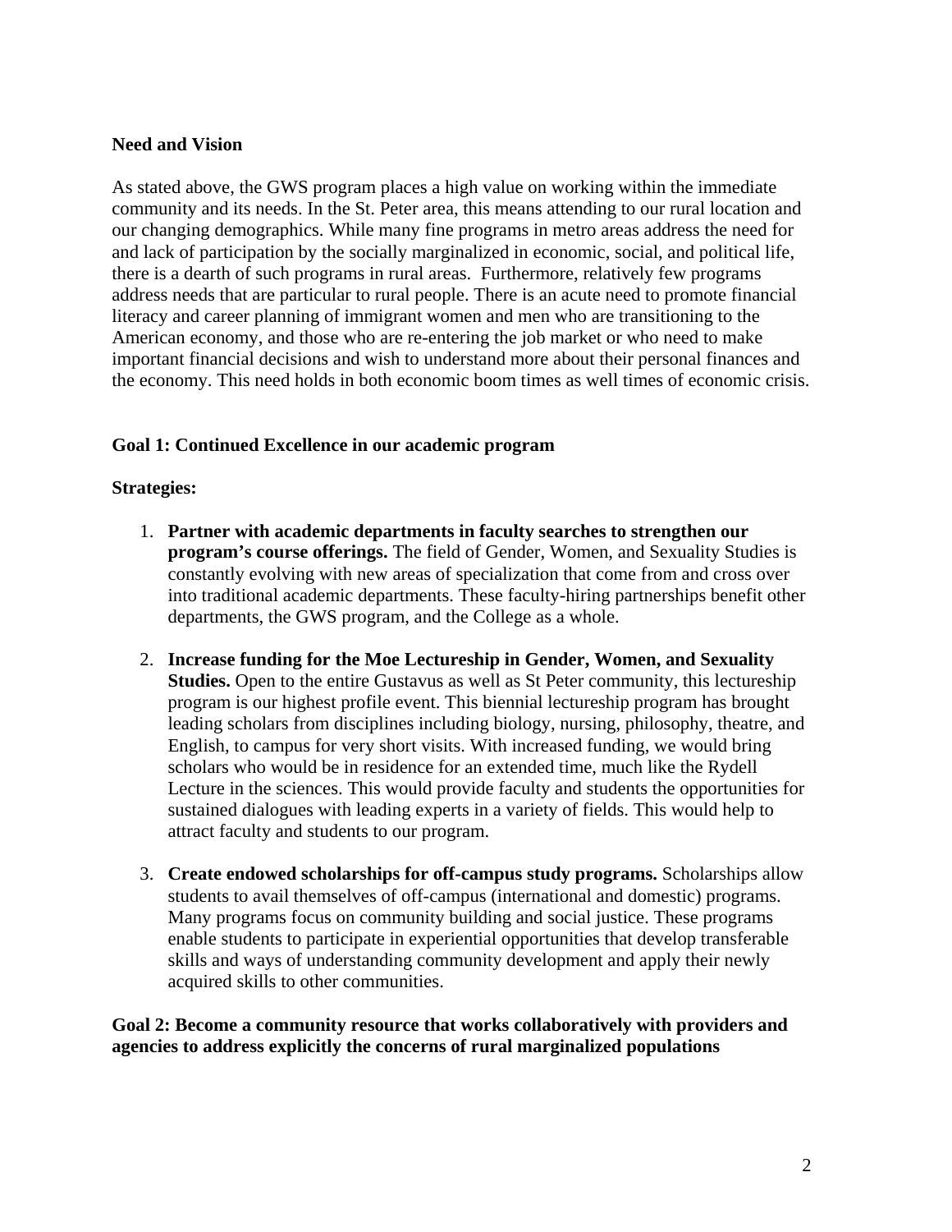**Need and Vision**

As stated above, the GWS program places a high value on working within the immediate community and its needs. In the St. Peter area, this means attending to our rural location and our changing demographics. While many fine programs in metro areas address the need for and lack of participation by the socially marginalized in economic, social, and political life, there is a dearth of such programs in rural areas. Furthermore, relatively few programs address needs that are particular to rural people. There is an acute need to promote financial literacy and career planning of immigrant women and men who are transitioning to the American economy, and those who are re-entering the job market or who need to make important financial decisions and wish to understand more about their personal finances and the economy. This need holds in both economic boom times as well times of economic crisis.

**Goal 1: Continued Excellence in our academic program**

**Strategies:**

1. **Partner with academic departments in faculty searches to strengthen our program's course offerings.** The field of Gender, Women, and Sexuality Studies is constantly evolving with new areas of specialization that come from and cross over into traditional academic departments. These faculty-hiring partnerships benefit other departments, the GWS program, and the College as a whole.

2. **Increase funding for the Moe Lectureship in Gender, Women, and Sexuality Studies.** Open to the entire Gustavus as well as St Peter community, this lectureship program is our highest profile event. This biennial lectureship program has brought leading scholars from disciplines including biology, nursing, philosophy, theatre, and English, to campus for very short visits. With increased funding, we would bring scholars who would be in residence for an extended time, much like the Rydell Lecture in the sciences. This would provide faculty and students the opportunities for sustained dialogues with leading experts in a variety of fields. This would help to attract faculty and students to our program.

3. **Create endowed scholarships for off-campus study programs.** Scholarships allow students to avail themselves of off-campus (international and domestic) programs. Many programs focus on community building and social justice. These programs enable students to participate in experiential opportunities that develop transferable skills and ways of understanding community development and apply their newly acquired skills to other communities.

**Goal 2: Become a community resource that works collaboratively with providers and agencies to address explicitly the concerns of rural marginalized populations**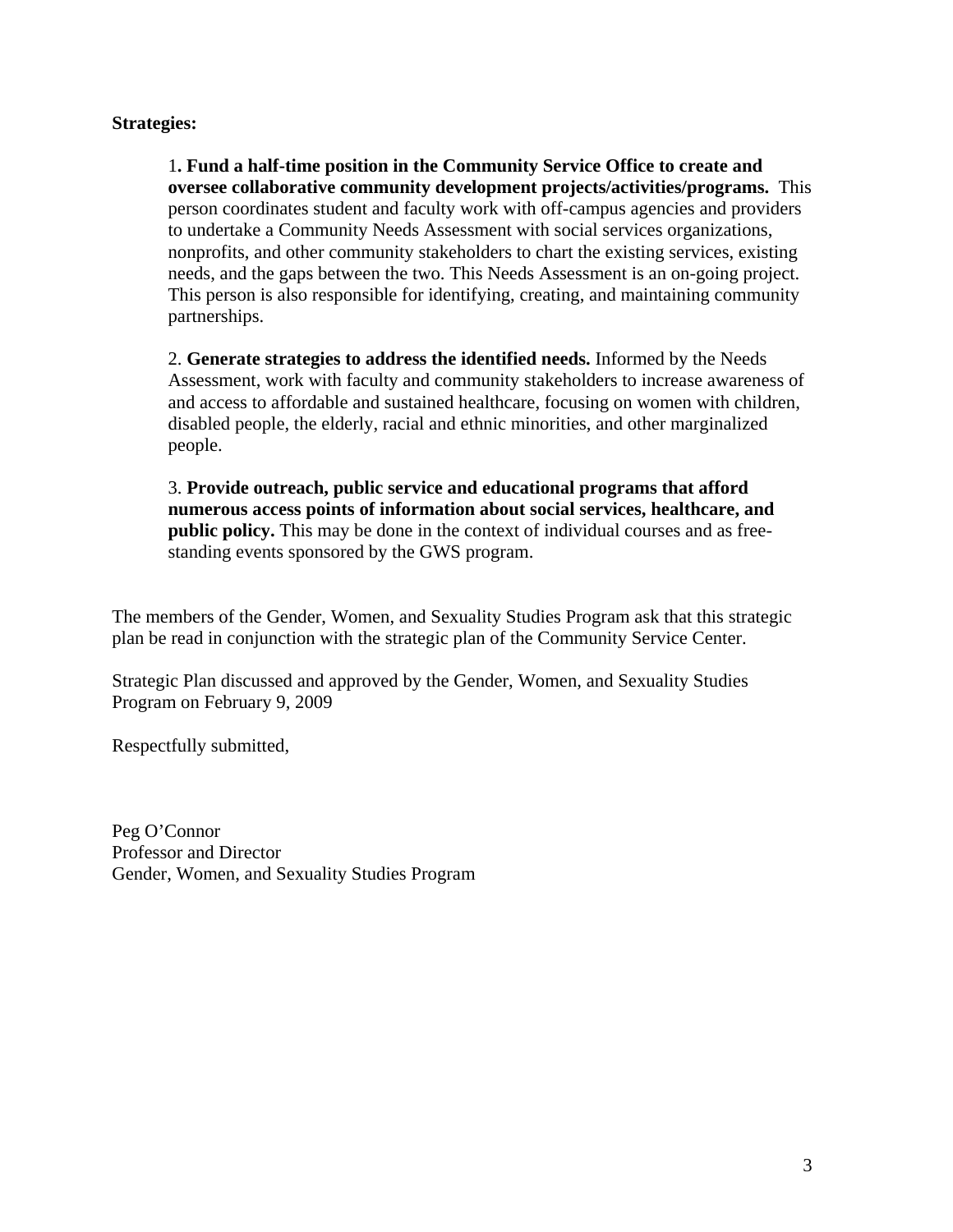**Strategies:**

1**. Fund a half-time position in the Community Service Office to create and oversee collaborative community development projects/activities/programs.** This person coordinates student and faculty work with off-campus agencies and providers to undertake a Community Needs Assessment with social services organizations, nonprofits, and other community stakeholders to chart the existing services, existing needs, and the gaps between the two. This Needs Assessment is an on-going project. This person is also responsible for identifying, creating, and maintaining community partnerships.

2. **Generate strategies to address the identified needs.** Informed by the Needs Assessment, work with faculty and community stakeholders to increase awareness of and access to affordable and sustained healthcare, focusing on women with children, disabled people, the elderly, racial and ethnic minorities, and other marginalized people.

3. **Provide outreach, public service and educational programs that afford numerous access points of information about social services, healthcare, and public policy.** This may be done in the context of individual courses and as free-standing events sponsored by the GWS program.

The members of the Gender, Women, and Sexuality Studies Program ask that this strategic plan be read in conjunction with the strategic plan of the Community Service Center.

Strategic Plan discussed and approved by the Gender, Women, and Sexuality Studies Program on February 9, 2009

Respectfully submitted,

Peg O'Connor
Professor and Director
Gender, Women, and Sexuality Studies Program